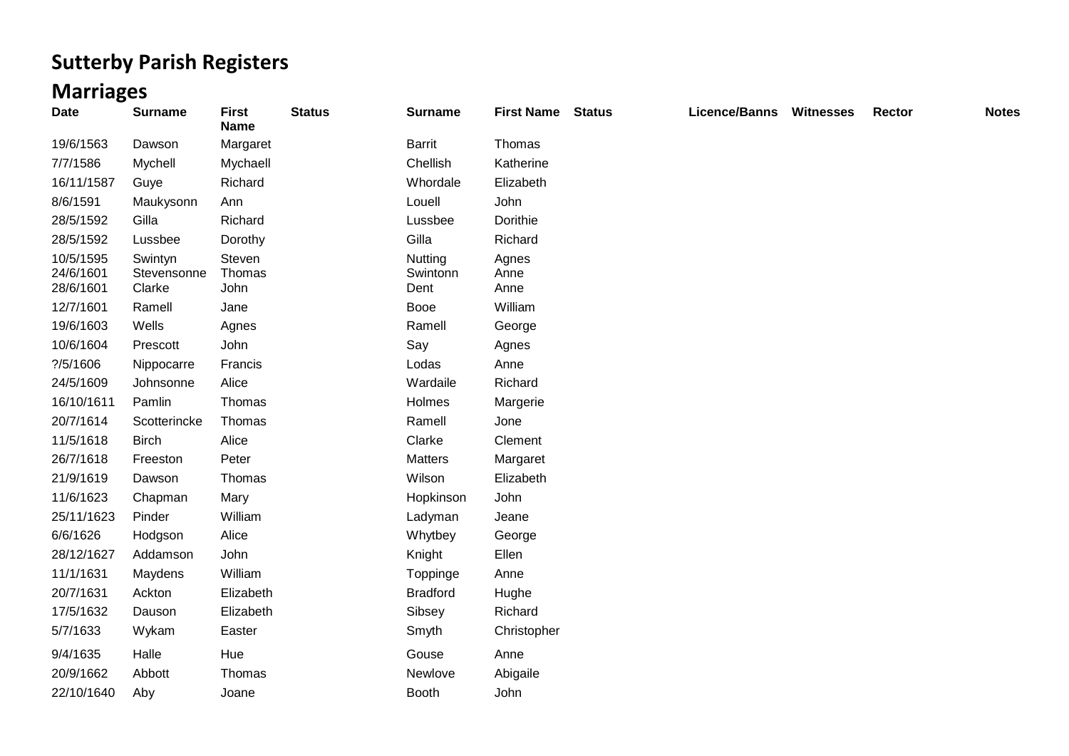# Sutterby Parish Registers

## Marriages

| Date | Surname | First Name | Status | Surname | First Name | Status | Licence/Banns | Witnesses | Rector | Notes |
|---|---|---|---|---|---|---|---|---|---|---|
| 19/6/1563 | Dawson | Margaret | | Barrit | Thomas | | | | | |
| 7/7/1586 | Mychell | Mychaell | | Chellish | Katherine | | | | | |
| 16/11/1587 | Guye | Richard | | Whordale | Elizabeth | | | | | |
| 8/6/1591 | Maukysonn | Ann | | Louell | John | | | | | |
| 28/5/1592 | Gilla | Richard | | Lussbee | Dorithie | | | | | |
| 28/5/1592 | Lussbee | Dorothy | | Gilla | Richard | | | | | |
| 10/5/1595 | Swintyn | Steven | | Nutting | Agnes | | | | | |
| 24/6/1601 | Stevensonne | Thomas | | Swintonn | Anne | | | | | |
| 28/6/1601 | Clarke | John | | Dent | Anne | | | | | |
| 12/7/1601 | Ramell | Jane | | Booe | William | | | | | |
| 19/6/1603 | Wells | Agnes | | Ramell | George | | | | | |
| 10/6/1604 | Prescott | John | | Say | Agnes | | | | | |
| ?/5/1606 | Nippocarre | Francis | | Lodas | Anne | | | | | |
| 24/5/1609 | Johnsonne | Alice | | Wardaile | Richard | | | | | |
| 16/10/1611 | Pamlin | Thomas | | Holmes | Margerie | | | | | |
| 20/7/1614 | Scotterincke | Thomas | | Ramell | Jone | | | | | |
| 11/5/1618 | Birch | Alice | | Clarke | Clement | | | | | |
| 26/7/1618 | Freeston | Peter | | Matters | Margaret | | | | | |
| 21/9/1619 | Dawson | Thomas | | Wilson | Elizabeth | | | | | |
| 11/6/1623 | Chapman | Mary | | Hopkinson | John | | | | | |
| 25/11/1623 | Pinder | William | | Ladyman | Jeane | | | | | |
| 6/6/1626 | Hodgson | Alice | | Whytbey | George | | | | | |
| 28/12/1627 | Addamson | John | | Knight | Ellen | | | | | |
| 11/1/1631 | Maydens | William | | Topping e | Anne | | | | | |
| 20/7/1631 | Ackton | Elizabeth | | Bradford | Hughe | | | | | |
| 17/5/1632 | Dauson | Elizabeth | | Sibsey | Richard | | | | | |
| 5/7/1633 | Wykam | Easter | | Smyth | Christopher | | | | | |
| 9/4/1635 | Halle | Hue | | Gouse | Anne | | | | | |
| 20/9/1662 | Abbott | Thomas | | Newlove | Abigaile | | | | | |
| 22/10/1640 | Aby | Joane | | Booth | John | | | | | |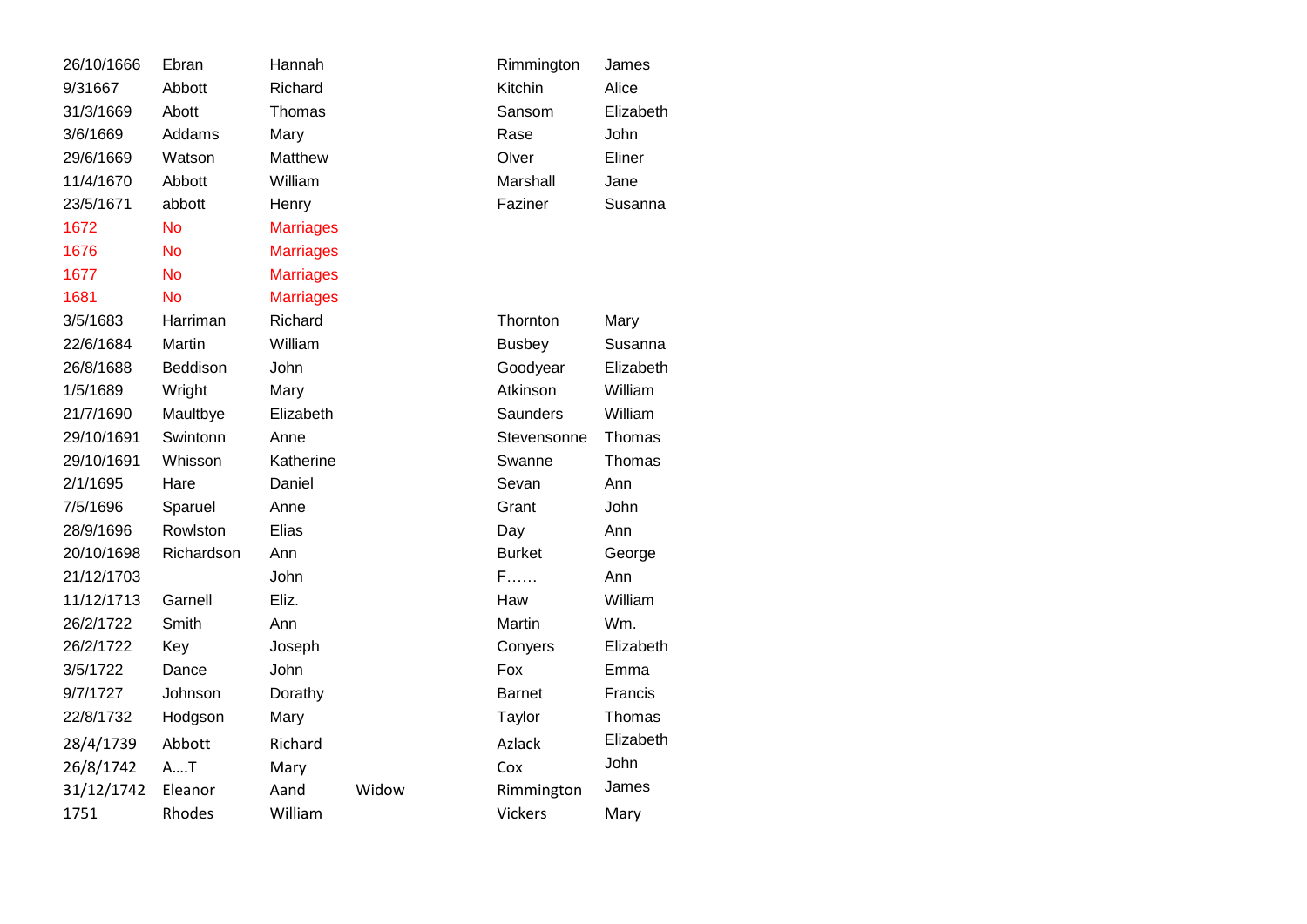| | | | | | |
|---|---|---|---|---|---|
| 26/10/1666 | Ebran | Hannah | | Rimmington | James |
| 9/31667 | Abbott | Richard | | Kitchin | Alice |
| 31/3/1669 | Abott | Thomas | | Sansom | Elizabeth |
| 3/6/1669 | Addams | Mary | | Rase | John |
| 29/6/1669 | Watson | Matthew | | Olver | Eliner |
| 11/4/1670 | Abbott | William | | Marshall | Jane |
| 23/5/1671 | abbott | Henry | | Faziner | Susanna |
| 1672 | No | Marriages | | | |
| 1676 | No | Marriages | | | |
| 1677 | No | Marriages | | | |
| 1681 | No | Marriages | | | |
| 3/5/1683 | Harriman | Richard | | Thornton | Mary |
| 22/6/1684 | Martin | William | | Busbey | Susanna |
| 26/8/1688 | Beddison | John | | Goodyear | Elizabeth |
| 1/5/1689 | Wright | Mary | | Atkinson | William |
| 21/7/1690 | Maultbye | Elizabeth | | Saunders | William |
| 29/10/1691 | Swintonn | Anne | | Stevensonne | Thomas |
| 29/10/1691 | Whisson | Katherine | | Swanne | Thomas |
| 2/1/1695 | Hare | Daniel | | Sevan | Ann |
| 7/5/1696 | Sparuel | Anne | | Grant | John |
| 28/9/1696 | Rowlston | Elias | | Day | Ann |
| 20/10/1698 | Richardson | Ann | | Burket | George |
| 21/12/1703 | | John | | F…… | Ann |
| 11/12/1713 | Garnell | Eliz. | | Haw | William |
| 26/2/1722 | Smith | Ann | | Martin | Wm. |
| 26/2/1722 | Key | Joseph | | Conyers | Elizabeth |
| 3/5/1722 | Dance | John | | Fox | Emma |
| 9/7/1727 | Johnson | Dorathy | | Barnet | Francis |
| 22/8/1732 | Hodgson | Mary | | Taylor | Thomas |
| 28/4/1739 | Abbott | Richard | | Azlack | Elizabeth |
| 26/8/1742 | A….T | Mary | | Cox | John |
| 31/12/1742 | Eleanor | Aand | Widow | Rimmington | James |
| 1751 | Rhodes | William | | Vickers | Mary |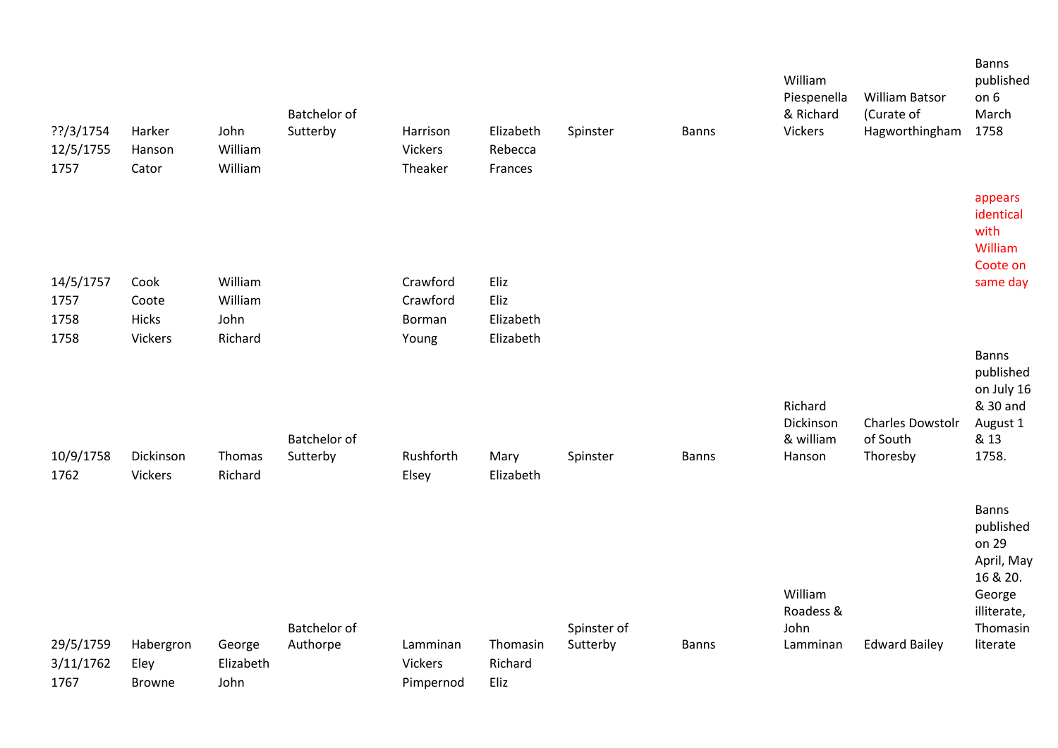| | | | | | | | | | | |
|---|---|---|---|---|---|---|---|---|---|---|
| ??/3/1754 | Harker | John | Batchelor of Sutterby | Harrison | Elizabeth | Spinster | Banns | William Piespenella & Richard Vickers | William Batsor (Curate of Hagworthingham | Banns published on 6 March 1758 |
| 12/5/1755 | Hanson | William | | Vickers | Rebecca | | | | | |
| 1757 | Cator | William | | Theaker | Frances | | | | | |
| 14/5/1757 | Cook | William | | Crawford | Eliz | | | | | appears identical with William Coote on same day |
| 1757 | Coote | William | | Crawford | Eliz | | | | | |
| 1758 | Hicks | John | | Borman | Elizabeth | | | | | |
| 1758 | Vickers | Richard | | Young | Elizabeth | | | | | |
| 10/9/1758 | Dickinson | Thomas | Batchelor of Sutterby | Rushforth | Mary | Spinster | Banns | Richard Dickinson & william Hanson | Charles Dowstolr of South Thoresby | Banns published on July 16 & 30 and August 1 & 13 1758. |
| 1762 | Vickers | Richard | | Elsey | Elizabeth | | | | | |
| 29/5/1759 | Habergron | George | Batchelor of Authorpe | Lamminan | Thomasin | Spinster of Sutterby | Banns | William Roadess & John Lamminan | Edward Bailey | Banns published on 29 April, May 16 & 20. George illiterate, Thomasin literate |
| 3/11/1762 | Eley | Elizabeth | | Vickers | Richard | | | | | |
| 1767 | Browne | John | | Pimpernod | Eliz | | | | | |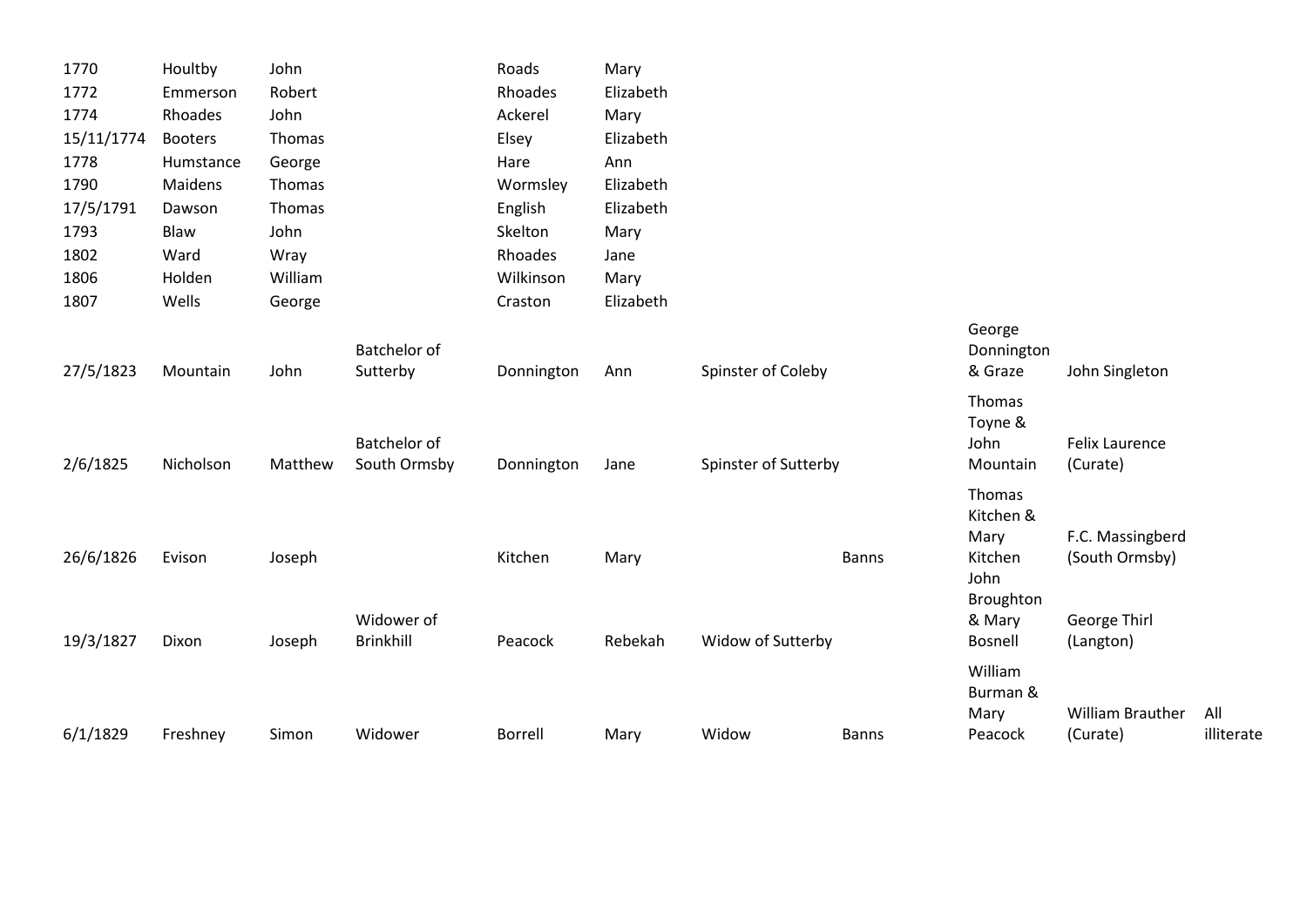| | | | | | | | | | | |
|---|---|---|---|---|---|---|---|---|---|---|
| 1770 | Houltby | John | | Roads | Mary | | | | | |
| 1772 | Emmerson | Robert | | Rhoades | Elizabeth | | | | | |
| 1774 | Rhoades | John | | Ackerel | Mary | | | | | |
| 15/11/1774 | Booters | Thomas | | Elsey | Elizabeth | | | | | |
| 1778 | Humstance | George | | Hare | Ann | | | | | |
| 1790 | Maidens | Thomas | | Wormsley | Elizabeth | | | | | |
| 17/5/1791 | Dawson | Thomas | | English | Elizabeth | | | | | |
| 1793 | Blaw | John | | Skelton | Mary | | | | | |
| 1802 | Ward | Wray | | Rhoades | Jane | | | | | |
| 1806 | Holden | William | | Wilkinson | Mary | | | | | |
| 1807 | Wells | George | | Craston | Elizabeth | | | | | |
| 27/5/1823 | Mountain | John | Batchelor of Sutterby | Donnington | Ann | Spinster of Coleby | | George Donnington & Graze | John Singleton | |
| 2/6/1825 | Nicholson | Matthew | Batchelor of South Ormsby | Donnington | Jane | Spinster of Sutterby | | Thomas Toyne & John Mountain | Felix Laurence (Curate) | |
| 26/6/1826 | Evison | Joseph | | Kitchen | Mary | | Banns | Thomas Kitchen & Mary Kitchen | F.C. Massingberd (South Ormsby) | |
| 19/3/1827 | Dixon | Joseph | Widower of Brinkhill | Peacock | Rebekah | Widow of Sutterby | | John Broughton & Mary Bosnell | George Thirl (Langton) | |
| 6/1/1829 | Freshney | Simon | Widower | Borrell | Mary | Widow | Banns | William Burman & Mary Peacock | William Brauther (Curate) | All illiterate |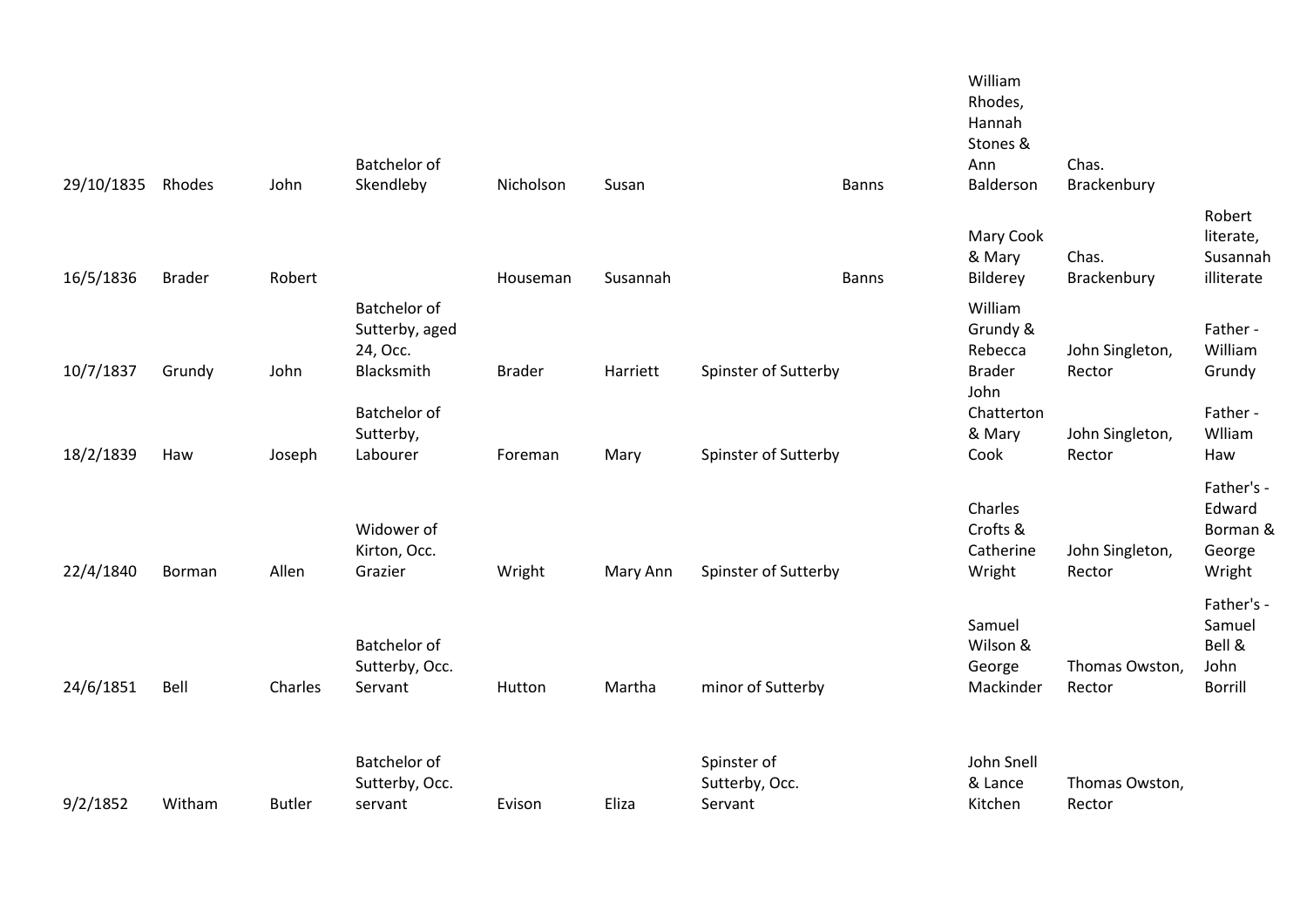| | | | | | | | | | | |
|---|---|---|---|---|---|---|---|---|---|---|
| 29/10/1835 | Rhodes | John | Batchelor of Skendleby | Nicholson | Susan | | Banns | William Rhodes, Hannah Stones & Ann Balderson | Chas. Brackenbury | |
| 16/5/1836 | Brader | Robert | | Houseman | Susannah | | Banns | Mary Cook & Mary Bilderey | Chas. Brackenbury | Robert literate, Susannah illiterate |
| 10/7/1837 | Grundy | John | Batchelor of Sutterby, aged 24, Occ. Blacksmith | Brader | Harriett | Spinster of Sutterby | | William Grundy & Rebecca Brader | John Singleton, Rector | Father - William Grundy |
| 18/2/1839 | Haw | Joseph | Batchelor of Sutterby, Labourer | Foreman | Mary | Spinster of Sutterby | | John Chatterton & Mary Cook | John Singleton, Rector | Father - Wlliam Haw |
| 22/4/1840 | Borman | Allen | Widower of Kirton, Occ. Grazier | Wright | Mary Ann | Spinster of Sutterby | | Charles Crofts & Catherine Wright | John Singleton, Rector | Father's - Edward Borman & George Wright |
| 24/6/1851 | Bell | Charles | Batchelor of Sutterby, Occ. Servant | Hutton | Martha | minor of Sutterby | | Samuel Wilson & George Mackinder | Thomas Owston, Rector | Father's - Samuel Bell & John Borrill |
| 9/2/1852 | Witham | Butler | Batchelor of Sutterby, Occ. servant | Evison | Eliza | Spinster of Sutterby, Occ. Servant | | John Snell & Lance Kitchen | Thomas Owston, Rector | |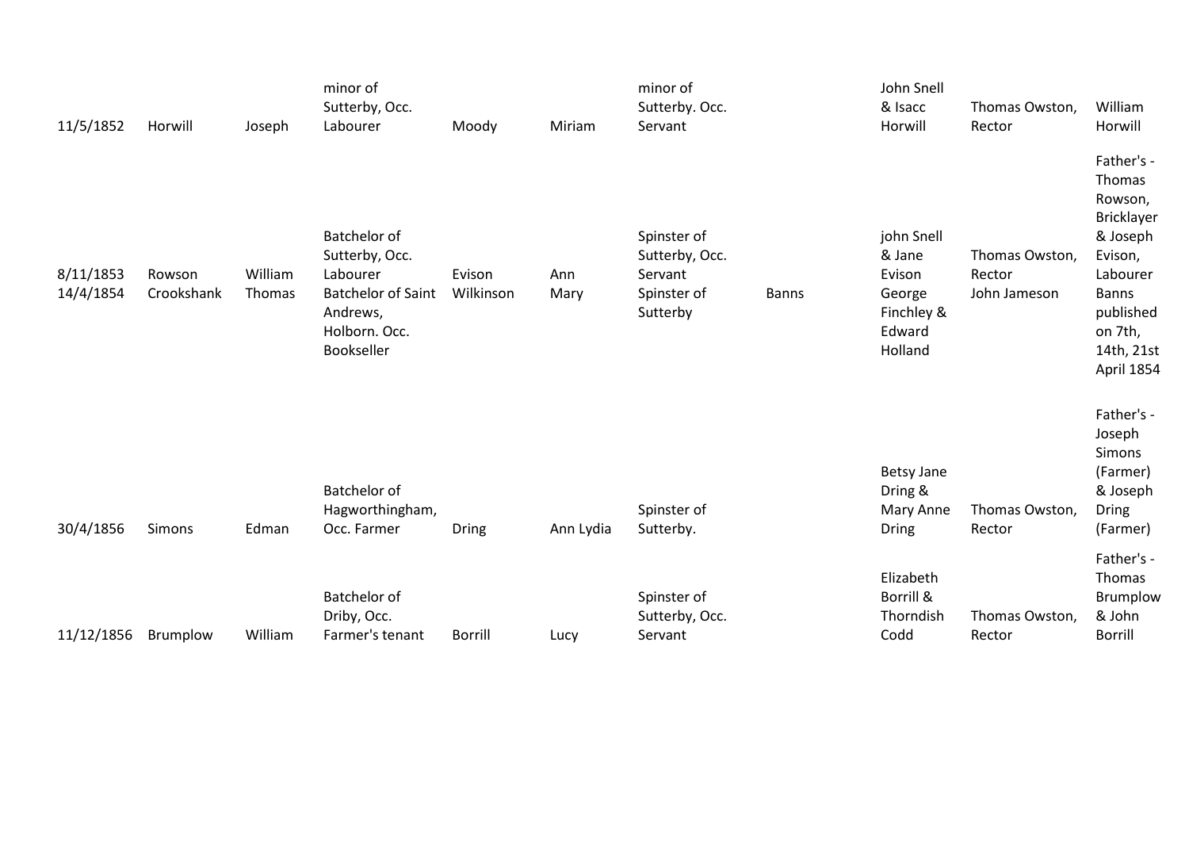| | | | | | | | | | | |
|---|---|---|---|---|---|---|---|---|---|---|
| 11/5/1852 | Horwill | Joseph | minor of Sutterby, Occ. Labourer | Moody | Miriam | minor of Sutterby. Occ. Servant | | John Snell & Isacc Horwill | Thomas Owston, Rector | William Horwill |
| 8/11/1853 | Rowson | William | Batchelor of Sutterby, Occ. Labourer | Evison | Ann | Spinster of Sutterby, Occ. Servant | | john Snell & Jane Evison | Thomas Owston, Rector | Father's - Thomas Rowson, Bricklayer & Joseph Evison, Labourer |
| 14/4/1854 | Crookshank | Thomas | Batchelor of Saint Andrews, Holborn. Occ. Bookseller | Wilkinson | Mary | Spinster of Sutterby | Banns | George Finchley & Edward Holland | John Jameson | Banns published on 7th, 14th, 21st April 1854 |
| 30/4/1856 | Simons | Edman | Batchelor of Hagworthingham, Occ. Farmer | Dring | Ann Lydia | Spinster of Sutterby. | | Betsy Jane Dring & Mary Anne Dring | Thomas Owston, Rector | Father's - Joseph Simons (Farmer) & Joseph Dring (Farmer) |
| 11/12/1856 | Brumplow | William | Batchelor of Driby, Occ. Farmer's tenant | Borrill | Lucy | Spinster of Sutterby, Occ. Servant | | Elizabeth Borrill & Thorndish Codd | Thomas Owston, Rector | Father's - Thomas Brumplow & John Borrill |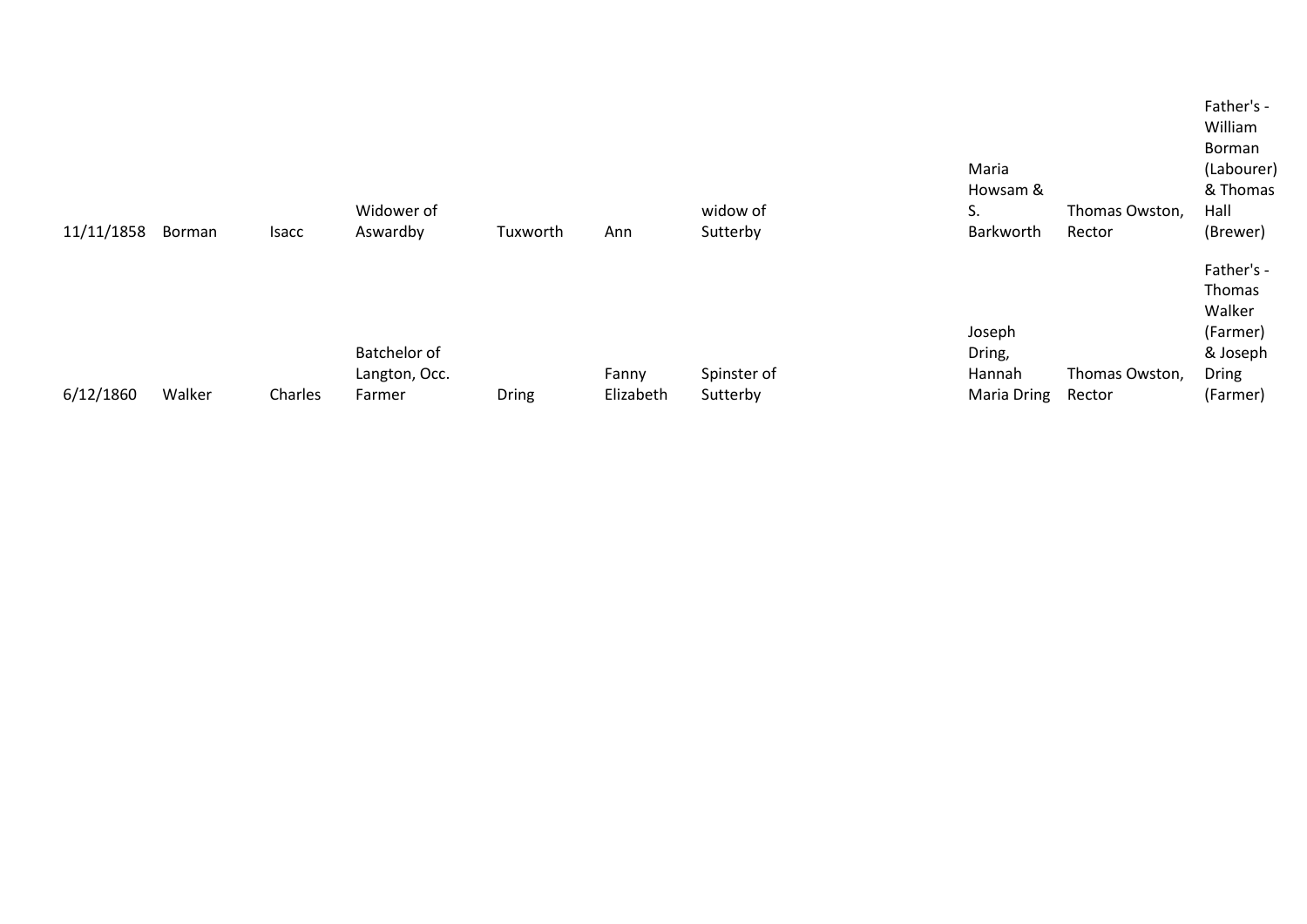| | | | | | | | | | | |
|---|---|---|---|---|---|---|---|---|---|---|
| 11/11/1858 | Borman | Isacc | Widower of Aswardby | Tuxworth | Ann | widow of Sutterby | | Maria Howsam & S. Barkworth | Thomas Owston, Rector | Father's - William Borman (Labourer) & Thomas Hall (Brewer) |
| 6/12/1860 | Walker | Charles | Batchelor of Langton, Occ. Farmer | Dring | Fanny Elizabeth | Spinster of Sutterby | | Joseph Dring, Hannah Maria Dring | Thomas Owston, Rector | Father's - Thomas Walker (Farmer) & Joseph Dring (Farmer) |